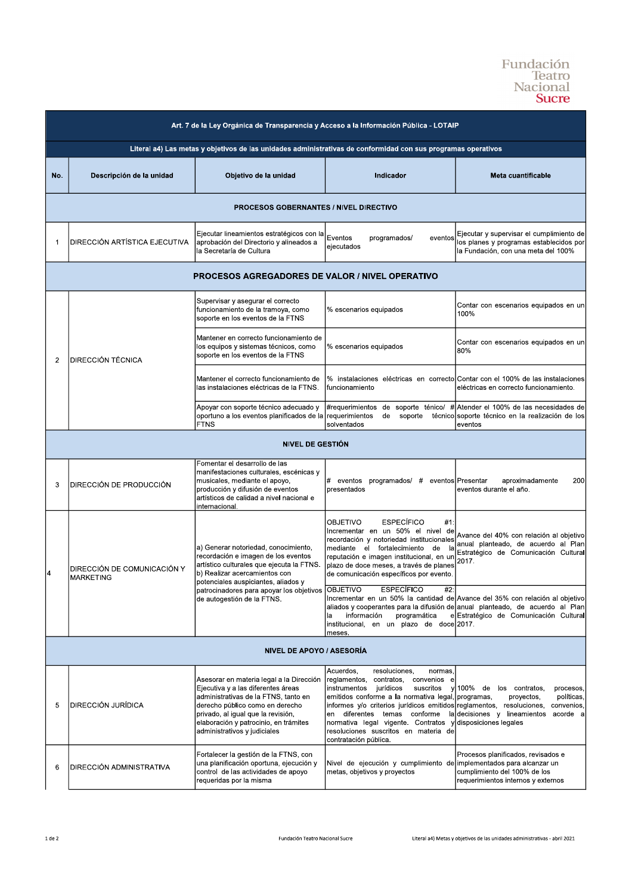Fundación Teatro Nacional Sucre

| No. | Descripción de la unidad | Objetivo de la unidad | Indicador | Meta cuantificable |
|---|---|---|---|---|
| **Art. 7 de la Ley Orgánica de Transparencia y Acceso a la Información Pública - LOTAIP** | | | | |
| **Literal a4) Las metas y objetivos de las unidades administrativas de conformidad con sus programas operativos** | | | | |
| **PROCESOS GOBERNANTES / NIVEL DIRECTIVO** | | | | |
| 1 | DIRECCIÓN ARTÍSTICA EJECUTIVA | Ejecutar lineamientos estratégicos con la aprobación del Directorio y alineados a la Secretaría de Cultura | Eventos programados/ eventos ejecutados | Ejecutar y supervisar el cumplimiento de los planes y programas establecidos por la Fundación, con una meta del 100% |
| **PROCESOS AGREGADORES DE VALOR / NIVEL OPERATIVO** | | | | |
| 2 | DIRECCIÓN TÉCNICA | Supervisar y asegurar el correcto funcionamiento de la tramoya, como soporte en los eventos de la FTNS | % escenarios equipados | Contar con escenarios equipados en un 100% |
| | | Mantener en correcto funcionamiento de los equipos y sistemas técnicos, como soporte en los eventos de la FTNS | % escenarios equipados | Contar con escenarios equipados en un 80% |
| | | Mantener el correcto funcionamiento de las instalaciones eléctricas de la FTNS. | % instalaciones eléctricas en correcto funcionamiento | Contar con el 100% de las instalaciones eléctricas en correcto funcionamiento. |
| | | Apoyar con soporte técnico adecuado y oportuno a los eventos planificados de la FTNS | #requerimientos de soporte ténico/ # requerimientos de soporte técnico solventados | Atender el 100% de las necesidades de soporte técnico en la realización de los eventos |
| **NIVEL DE GESTIÓN** | | | | |
| 3 | DIRECCIÓN DE PRODUCCIÓN | Fomentar el desarrollo de las manifestaciones culturales, escénicas y musicales, mediante el apoyo, producción y difusión de eventos artísticos de calidad a nivel nacional e internacional. | # eventos programados/ # eventos presentados | Presentar aproximadamente 200 eventos durante el año. |
| 4 | DIRECCIÓN DE COMUNICACIÓN Y MARKETING | a) Generar notoriedad, conocimiento, recordación e imagen de los eventos artístico culturales que ejecuta la FTNS. b) Realizar acercamientos con potenciales auspiciantes, aliados y patrocinadores para apoyar los objetivos de autogestión de la FTNS. | OBJETIVO ESPECÍFICO #1: Incrementar en un 50% el nivel de recordación y notoriedad institucionales mediante el fortalecimiento de la reputación e imagen institucional, en un plazo de doce meses, a través de planes de comunicación específicos por evento. | Avance del 40% con relación al objetivo anual planteado, de acuerdo al Plan Estratégico de Comunicación Cultural 2017. |
| | | | OBJETIVO ESPECÍFICO #2: Incrementar en un 50% la cantidad de aliados y cooperantes para la difusión de la información programática e institucional, en un plazo de doce meses. | Avance del 35% con relación al objetivo anual planteado, de acuerdo al Plan Estratégico de Comunicación Cultural 2017. |
| **NIVEL DE APOYO / ASESORÍA** | | | | |
| 5 | DIRECCIÓN JURÍDICA | Asesorar en materia legal a la Dirección Ejecutiva y a las diferentes áreas administrativas de la FTNS, tanto en derecho público como en derecho privado, al igual que la revisión, elaboración y patrocinio, en trámites administrativos y judiciales | Acuerdos, resoluciones, normas, reglamentos, contratos, convenios e instrumentos jurídicos suscritos y emitidos conforme a la normativa legal, informes y/o criterios jurídicos emitidos en diferentes temas conforme la normativa legal vigente. Contratos y resoluciones suscritos en materia de contratación pública. | 100% de los contratos, procesos, programas, proyectos, políticas, reglamentos, resoluciones, convenios, decisiones y lineamientos acorde a disposiciones legales |
| 6 | DIRECCIÓN ADMINISTRATIVA | Fortalecer la gestión de la FTNS, con una planificación oportuna, ejecución y control de las actividades de apoyo requeridas por la misma | Nivel de ejecución y cumplimiento de metas, objetivos y proyectos | Procesos planificados, revisados e implementados para alcanzar un cumplimiento del 100% de los requerimientos internos y externos |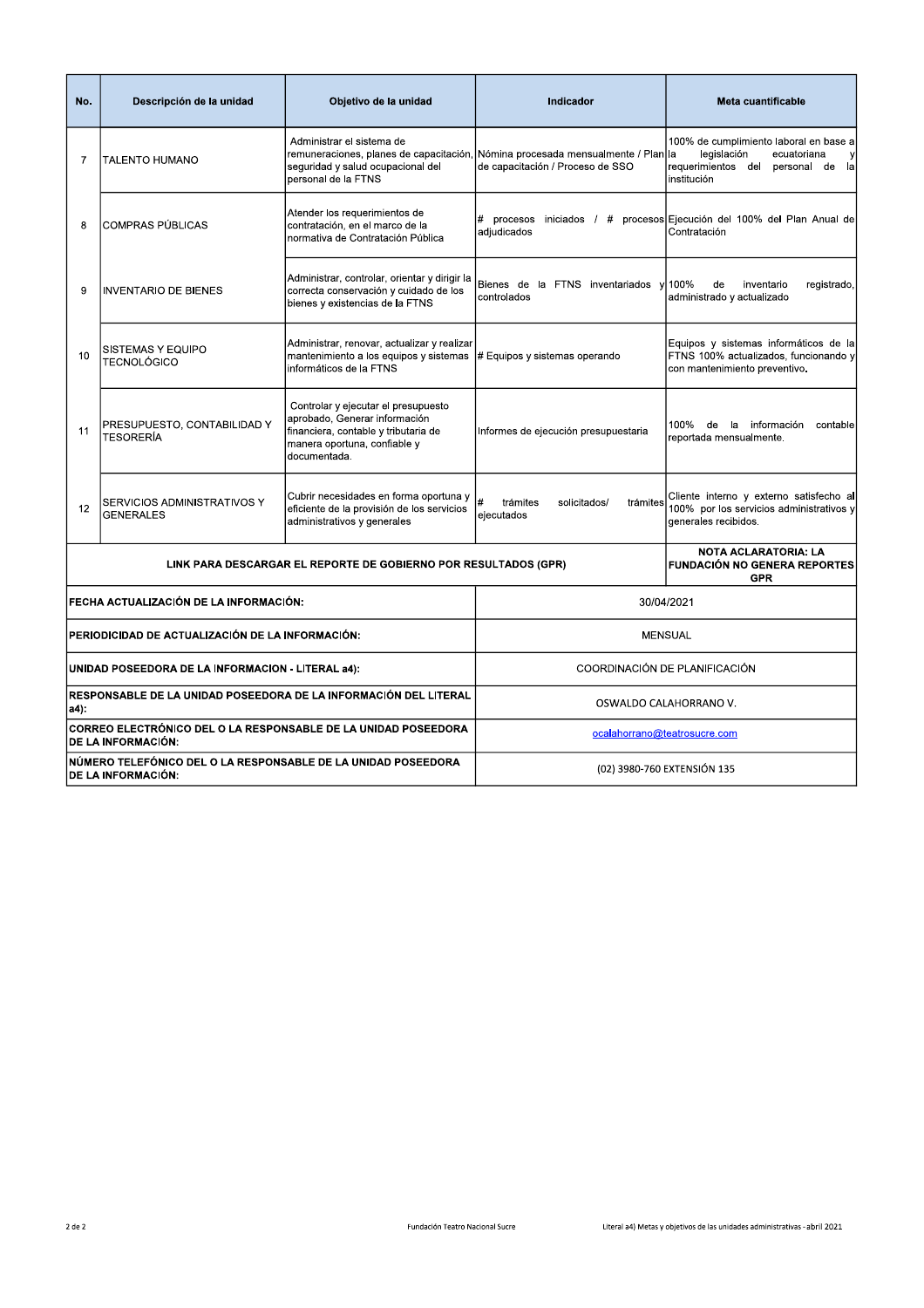| No. | Descripción de la unidad | Objetivo de la unidad | Indicador | Meta cuantificable |
|---|---|---|---|---|
| 7 | TALENTO HUMANO | Administrar el sistema de remuneraciones, planes de capacitación, seguridad y salud ocupacional del personal de la FTNS | Nómina procesada mensualmente / Plan de capacitación / Proceso de SSO | 100% de cumplimiento laboral en base a la legislación ecuatoriana y requerimientos del personal de la institución |
| 8 | COMPRAS PÚBLICAS | Atender los requerimientos de contratación, en el marco de la normativa de Contratación Pública | # procesos iniciados / # procesos adjudicados | Ejecución del 100% del Plan Anual de Contratación |
| 9 | INVENTARIO DE BIENES | Administrar, controlar, orientar y dirigir la correcta conservación y cuidado de los bienes y existencias de la FTNS | Bienes de la FTNS inventariados y controlados | 100% de inventario registrado, administrado y actualizado |
| 10 | SISTEMAS Y EQUIPO TECNOLÓGICO | Administrar, renovar, actualizar y realizar mantenimiento a los equipos y sistemas informáticos de la FTNS | # Equipos y sistemas operando | Equipos y sistemas informáticos de la FTNS 100% actualizados, funcionando y con mantenimiento preventivo. |
| 11 | PRESUPUESTO, CONTABILIDAD Y TESORERÍA | Controlar y ejecutar el presupuesto aprobado, Generar información financiera, contable y tributaria de manera oportuna, confiable y documentada. | Informes de ejecución presupuestaria | 100% de la información contable reportada mensualmente. |
| 12 | SERVICIOS ADMINISTRATIVOS Y GENERALES | Cubrir necesidades en forma oportuna y eficiente de la provisión de los servicios administrativos y generales | # trámites solicitados/ trámites ejecutados | Cliente interno y externo satisfecho al 100% por los servicios administrativos y generales recibidos. |

| | |
|---|---|
| **LINK PARA DESCARGAR EL REPORTE DE GOBIERNO POR RESULTADOS (GPR)** | **NOTA ACLARATORIA: LA FUNDACIÓN NO GENERA REPORTES GPR** |
| **FECHA ACTUALIZACIÓN DE LA INFORMACIÓN:** | 30/04/2021 |
| **PERIODICIDAD DE ACTUALIZACIÓN DE LA INFORMACIÓN:** | MENSUAL |
| **UNIDAD POSEEDORA DE LA INFORMACION - LITERAL a4):** | COORDINACIÓN DE PLANIFICACIÓN |
| **RESPONSABLE DE LA UNIDAD POSEEDORA DE LA INFORMACIÓN DEL LITERAL a4):** | OSWALDO CALAHORRANO V. |
| **CORREO ELECTRÓNICO DEL O LA RESPONSABLE DE LA UNIDAD POSEEDORA DE LA INFORMACIÓN:** | ocalahorrano@teatrosucre.com |
| **NÚMERO TELEFÓNICO DEL O LA RESPONSABLE DE LA UNIDAD POSEEDORA DE LA INFORMACIÓN:** | (02) 3980-760 EXTENSIÓN 135 |